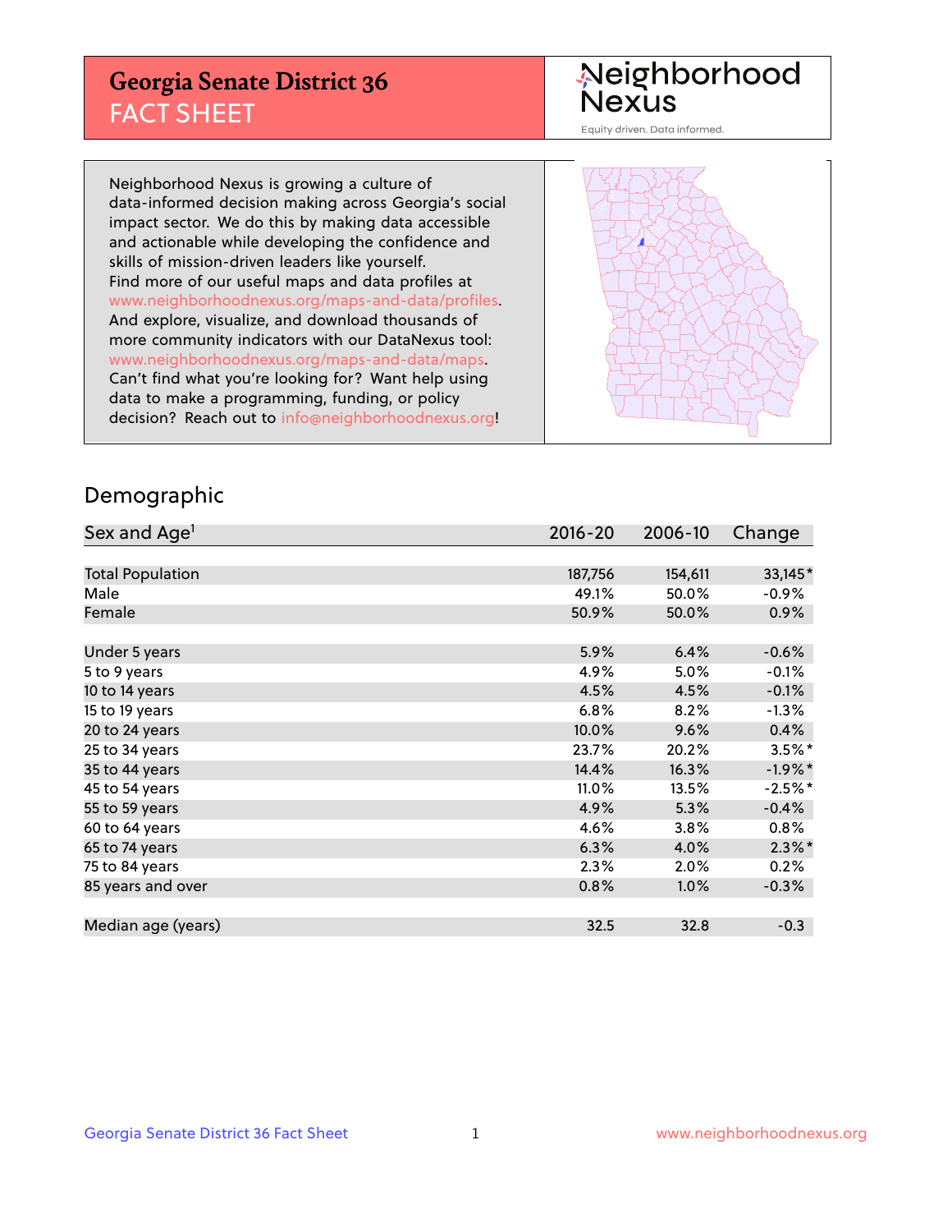# Georgia Senate District 36
## FACT SHEET

Neighborhood Nexus
Equity driven. Data informed.

Neighborhood Nexus is growing a culture of data-informed decision making across Georgia's social impact sector. We do this by making data accessible and actionable while developing the confidence and skills of mission-driven leaders like yourself. Find more of our useful maps and data profiles at www.neighborhoodnexus.org/maps-and-data/profiles. And explore, visualize, and download thousands of more community indicators with our DataNexus tool: www.neighborhoodnexus.org/maps-and-data/maps. Can't find what you're looking for? Want help using data to make a programming, funding, or policy decision? Reach out to info@neighborhoodnexus.org!

## Demographic

| Sex and Age[1] | 2016-20 | 2006-10 | Change |
|---|---|---|---|
| Total Population | 187,756 | 154,611 | 33,145* |
| Male | 49.1% | 50.0% | -0.9% |
| Female | 50.9% | 50.0% | 0.9% |
| | | | |
| Under 5 years | 5.9% | 6.4% | -0.6% |
| 5 to 9 years | 4.9% | 5.0% | -0.1% |
| 10 to 14 years | 4.5% | 4.5% | -0.1% |
| 15 to 19 years | 6.8% | 8.2% | -1.3% |
| 20 to 24 years | 10.0% | 9.6% | 0.4% |
| 25 to 34 years | 23.7% | 20.2% | 3.5%* |
| 35 to 44 years | 14.4% | 16.3% | -1.9%* |
| 45 to 54 years | 11.0% | 13.5% | -2.5%* |
| 55 to 59 years | 4.9% | 5.3% | -0.4% |
| 60 to 64 years | 4.6% | 3.8% | 0.8% |
| 65 to 74 years | 6.3% | 4.0% | 2.3%* |
| 75 to 84 years | 2.3% | 2.0% | 0.2% |
| 85 years and over | 0.8% | 1.0% | -0.3% |
| | | | |
| Median age (years) | 32.5 | 32.8 | -0.3 |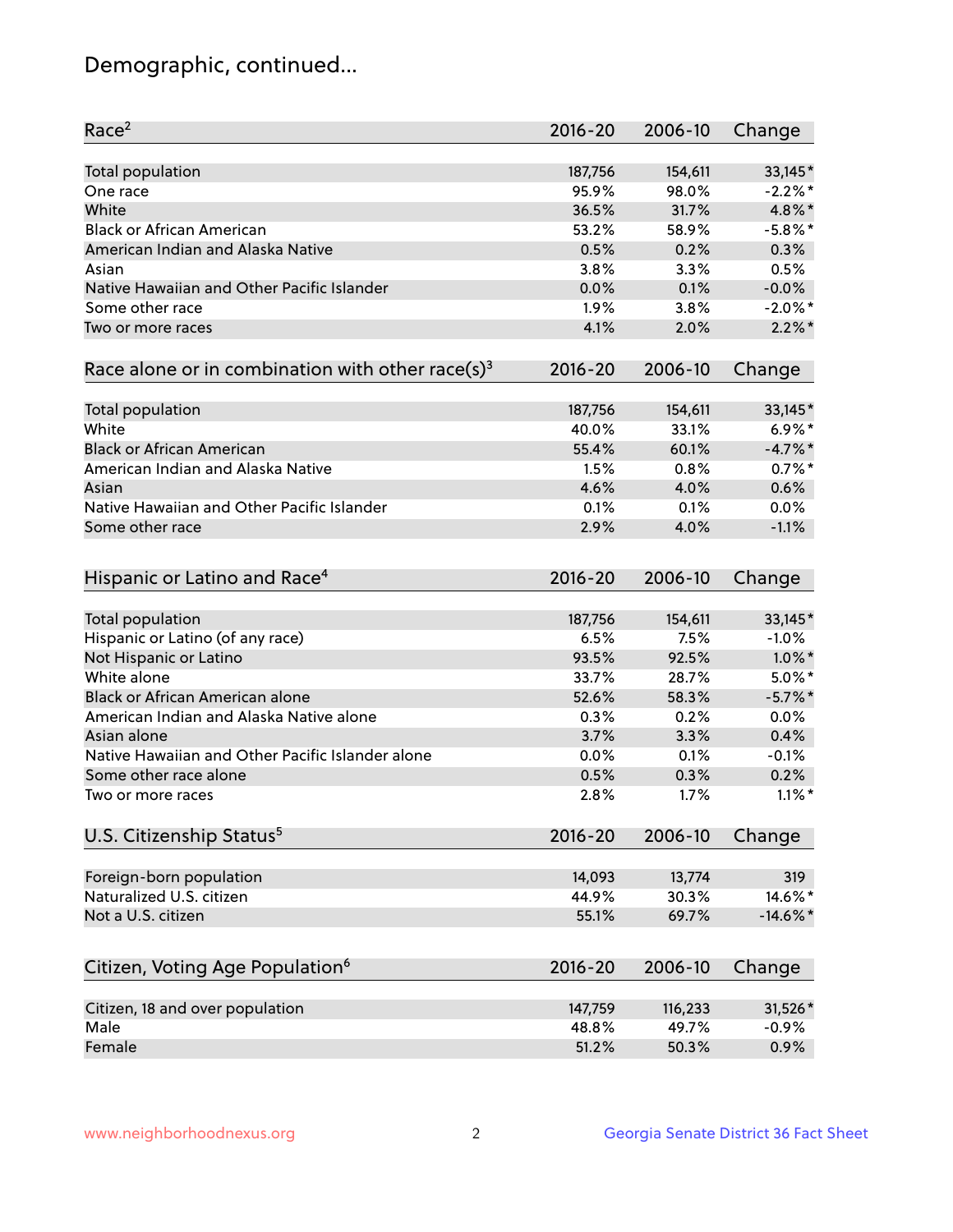# Demographic, continued...

| Race[2] | 2016-20 | 2006-10 | Change |
|---|---|---|---|
| Total population | 187,756 | 154,611 | 33,145* |
| One race | 95.9% | 98.0% | -2.2%* |
| White | 36.5% | 31.7% | 4.8%* |
| Black or African American | 53.2% | 58.9% | -5.8%* |
| American Indian and Alaska Native | 0.5% | 0.2% | 0.3% |
| Asian | 3.8% | 3.3% | 0.5% |
| Native Hawaiian and Other Pacific Islander | 0.0% | 0.1% | -0.0% |
| Some other race | 1.9% | 3.8% | -2.0%* |
| Two or more races | 4.1% | 2.0% | 2.2%* |

| Race alone or in combination with other race(s)[3] | 2016-20 | 2006-10 | Change |
|---|---|---|---|
| Total population | 187,756 | 154,611 | 33,145* |
| White | 40.0% | 33.1% | 6.9%* |
| Black or African American | 55.4% | 60.1% | -4.7%* |
| American Indian and Alaska Native | 1.5% | 0.8% | 0.7%* |
| Asian | 4.6% | 4.0% | 0.6% |
| Native Hawaiian and Other Pacific Islander | 0.1% | 0.1% | 0.0% |
| Some other race | 2.9% | 4.0% | -1.1% |

| Hispanic or Latino and Race[4] | 2016-20 | 2006-10 | Change |
|---|---|---|---|
| Total population | 187,756 | 154,611 | 33,145* |
| Hispanic or Latino (of any race) | 6.5% | 7.5% | -1.0% |
| Not Hispanic or Latino | 93.5% | 92.5% | 1.0%* |
| White alone | 33.7% | 28.7% | 5.0%* |
| Black or African American alone | 52.6% | 58.3% | -5.7%* |
| American Indian and Alaska Native alone | 0.3% | 0.2% | 0.0% |
| Asian alone | 3.7% | 3.3% | 0.4% |
| Native Hawaiian and Other Pacific Islander alone | 0.0% | 0.1% | -0.1% |
| Some other race alone | 0.5% | 0.3% | 0.2% |
| Two or more races | 2.8% | 1.7% | 1.1%* |

| U.S. Citizenship Status[5] | 2016-20 | 2006-10 | Change |
|---|---|---|---|
| Foreign-born population | 14,093 | 13,774 | 319 |
| Naturalized U.S. citizen | 44.9% | 30.3% | 14.6%* |
| Not a U.S. citizen | 55.1% | 69.7% | -14.6%* |

| Citizen, Voting Age Population[6] | 2016-20 | 2006-10 | Change |
|---|---|---|---|
| Citizen, 18 and over population | 147,759 | 116,233 | 31,526* |
| Male | 48.8% | 49.7% | -0.9% |
| Female | 51.2% | 50.3% | 0.9% |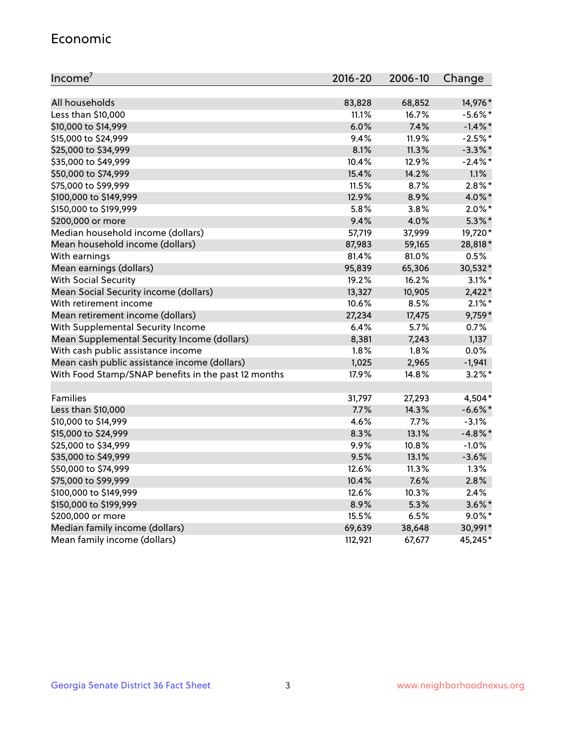## Economic

| Income[7] | 2016-20 | 2006-10 | Change |
|---|---|---|---|
| All households | 83,828 | 68,852 | 14,976* |
| Less than $10,000 | 11.1% | 16.7% | -5.6%* |
| $10,000 to $14,999 | 6.0% | 7.4% | -1.4%* |
| $15,000 to $24,999 | 9.4% | 11.9% | -2.5%* |
| $25,000 to $34,999 | 8.1% | 11.3% | -3.3%* |
| $35,000 to $49,999 | 10.4% | 12.9% | -2.4%* |
| $50,000 to $74,999 | 15.4% | 14.2% | 1.1% |
| $75,000 to $99,999 | 11.5% | 8.7% | 2.8%* |
| $100,000 to $149,999 | 12.9% | 8.9% | 4.0%* |
| $150,000 to $199,999 | 5.8% | 3.8% | 2.0%* |
| $200,000 or more | 9.4% | 4.0% | 5.3%* |
| Median household income (dollars) | 57,719 | 37,999 | 19,720* |
| Mean household income (dollars) | 87,983 | 59,165 | 28,818* |
| With earnings | 81.4% | 81.0% | 0.5% |
| Mean earnings (dollars) | 95,839 | 65,306 | 30,532* |
| With Social Security | 19.2% | 16.2% | 3.1%* |
| Mean Social Security income (dollars) | 13,327 | 10,905 | 2,422* |
| With retirement income | 10.6% | 8.5% | 2.1%* |
| Mean retirement income (dollars) | 27,234 | 17,475 | 9,759* |
| With Supplemental Security Income | 6.4% | 5.7% | 0.7% |
| Mean Supplemental Security Income (dollars) | 8,381 | 7,243 | 1,137 |
| With cash public assistance income | 1.8% | 1.8% | 0.0% |
| Mean cash public assistance income (dollars) | 1,025 | 2,965 | -1,941 |
| With Food Stamp/SNAP benefits in the past 12 months | 17.9% | 14.8% | 3.2%* |
| | | | |
| Families | 31,797 | 27,293 | 4,504* |
| Less than $10,000 | 7.7% | 14.3% | -6.6%* |
| $10,000 to $14,999 | 4.6% | 7.7% | -3.1% |
| $15,000 to $24,999 | 8.3% | 13.1% | -4.8%* |
| $25,000 to $34,999 | 9.9% | 10.8% | -1.0% |
| $35,000 to $49,999 | 9.5% | 13.1% | -3.6% |
| $50,000 to $74,999 | 12.6% | 11.3% | 1.3% |
| $75,000 to $99,999 | 10.4% | 7.6% | 2.8% |
| $100,000 to $149,999 | 12.6% | 10.3% | 2.4% |
| $150,000 to $199,999 | 8.9% | 5.3% | 3.6%* |
| $200,000 or more | 15.5% | 6.5% | 9.0%* |
| Median family income (dollars) | 69,639 | 38,648 | 30,991* |
| Mean family income (dollars) | 112,921 | 67,677 | 45,245* |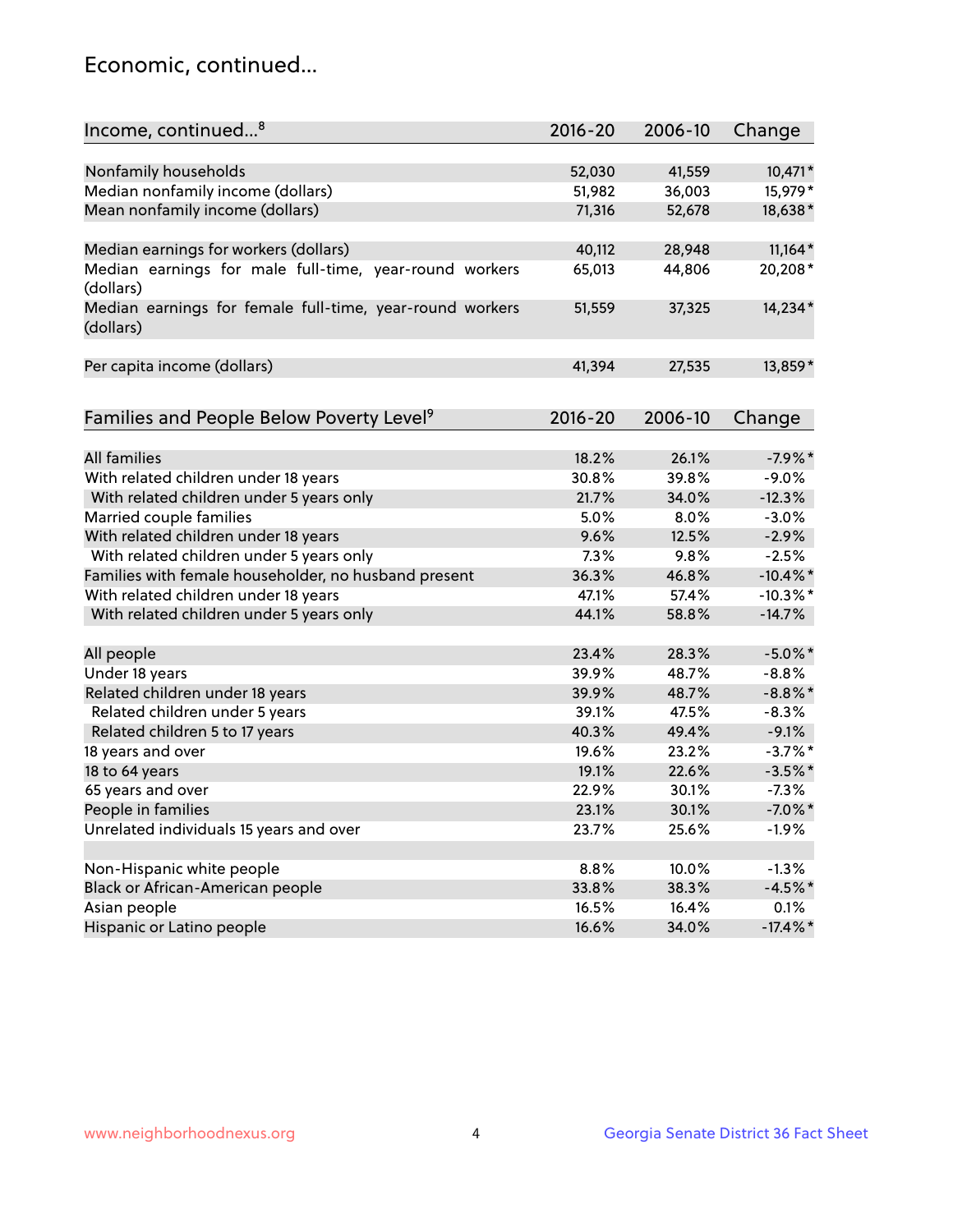## Economic, continued...

| Income, continued...[8] | 2016-20 | 2006-10 | Change |
|---|---|---|---|
| Nonfamily households | 52,030 | 41,559 | 10,471* |
| Median nonfamily income (dollars) | 51,982 | 36,003 | 15,979* |
| Mean nonfamily income (dollars) | 71,316 | 52,678 | 18,638* |
| Median earnings for workers (dollars) | 40,112 | 28,948 | 11,164* |
| Median earnings for male full-time, year-round workers (dollars) | 65,013 | 44,806 | 20,208* |
| Median earnings for female full-time, year-round workers (dollars) | 51,559 | 37,325 | 14,234* |
| Per capita income (dollars) | 41,394 | 27,535 | 13,859* |

| Families and People Below Poverty Level[9] | 2016-20 | 2006-10 | Change |
|---|---|---|---|
| All families | 18.2% | 26.1% | -7.9%* |
| With related children under 18 years | 30.8% | 39.8% | -9.0% |
| With related children under 5 years only | 21.7% | 34.0% | -12.3% |
| Married couple families | 5.0% | 8.0% | -3.0% |
| With related children under 18 years | 9.6% | 12.5% | -2.9% |
| With related children under 5 years only | 7.3% | 9.8% | -2.5% |
| Families with female householder, no husband present | 36.3% | 46.8% | -10.4%* |
| With related children under 18 years | 47.1% | 57.4% | -10.3%* |
| With related children under 5 years only | 44.1% | 58.8% | -14.7% |
| All people | 23.4% | 28.3% | -5.0%* |
| Under 18 years | 39.9% | 48.7% | -8.8% |
| Related children under 18 years | 39.9% | 48.7% | -8.8%* |
| Related children under 5 years | 39.1% | 47.5% | -8.3% |
| Related children 5 to 17 years | 40.3% | 49.4% | -9.1% |
| 18 years and over | 19.6% | 23.2% | -3.7%* |
| 18 to 64 years | 19.1% | 22.6% | -3.5%* |
| 65 years and over | 22.9% | 30.1% | -7.3% |
| People in families | 23.1% | 30.1% | -7.0%* |
| Unrelated individuals 15 years and over | 23.7% | 25.6% | -1.9% |
| Non-Hispanic white people | 8.8% | 10.0% | -1.3% |
| Black or African-American people | 33.8% | 38.3% | -4.5%* |
| Asian people | 16.5% | 16.4% | 0.1% |
| Hispanic or Latino people | 16.6% | 34.0% | -17.4%* |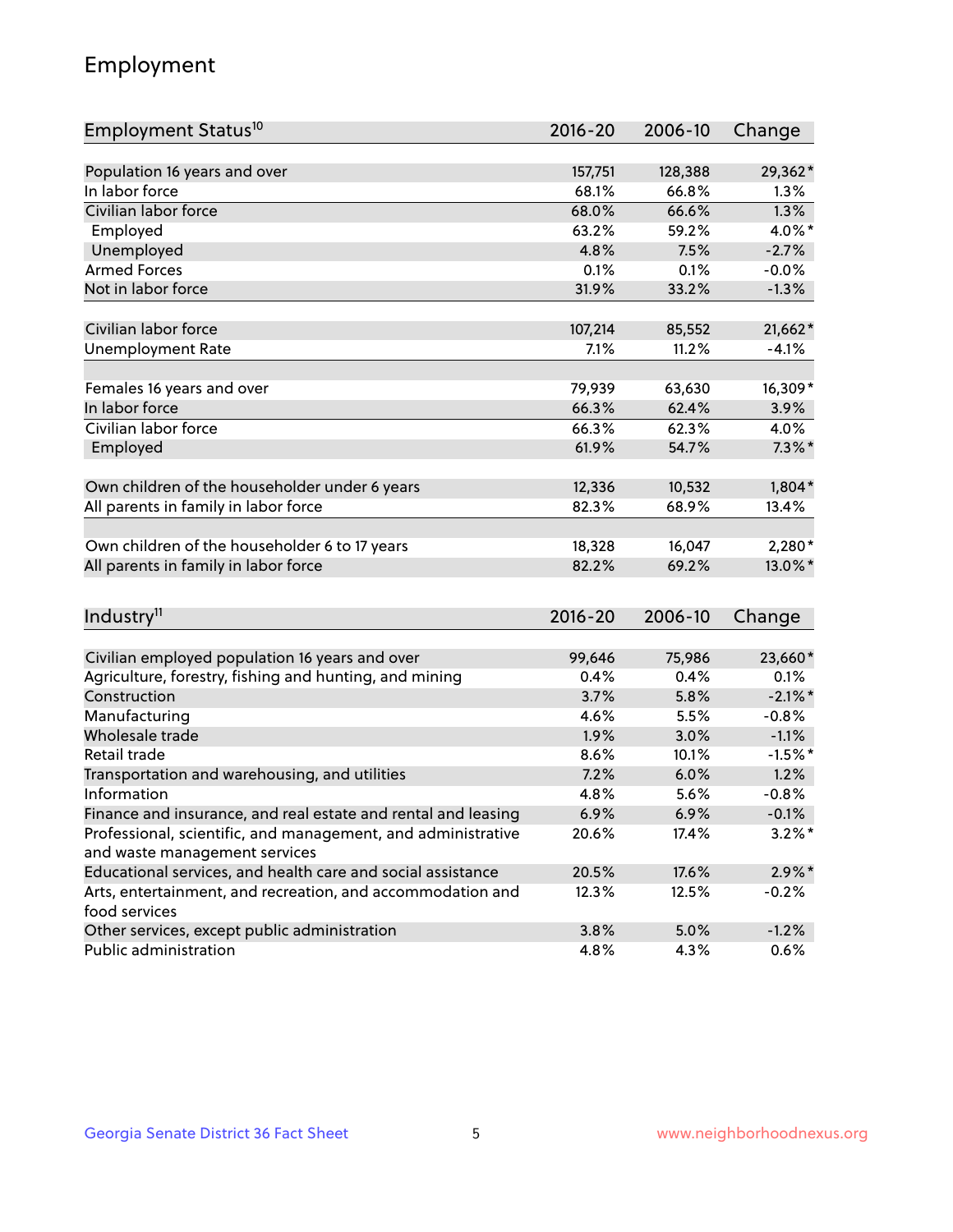## Employment

| Employment Status[10] | 2016-20 | 2006-10 | Change |
|---|---|---|---|
| Population 16 years and over | 157,751 | 128,388 | 29,362* |
| In labor force | 68.1% | 66.8% | 1.3% |
| Civilian labor force | 68.0% | 66.6% | 1.3% |
| Employed | 63.2% | 59.2% | 4.0%* |
| Unemployed | 4.8% | 7.5% | -2.7% |
| Armed Forces | 0.1% | 0.1% | -0.0% |
| Not in labor force | 31.9% | 33.2% | -1.3% |
| | | | |
| Civilian labor force | 107,214 | 85,552 | 21,662* |
| Unemployment Rate | 7.1% | 11.2% | -4.1% |
| | | | |
| Females 16 years and over | 79,939 | 63,630 | 16,309* |
| In labor force | 66.3% | 62.4% | 3.9% |
| Civilian labor force | 66.3% | 62.3% | 4.0% |
| Employed | 61.9% | 54.7% | 7.3%* |
| | | | |
| Own children of the householder under 6 years | 12,336 | 10,532 | 1,804* |
| All parents in family in labor force | 82.3% | 68.9% | 13.4% |
| | | | |
| Own children of the householder 6 to 17 years | 18,328 | 16,047 | 2,280* |
| All parents in family in labor force | 82.2% | 69.2% | 13.0%* |

| Industry[11] | 2016-20 | 2006-10 | Change |
|---|---|---|---|
| Civilian employed population 16 years and over | 99,646 | 75,986 | 23,660* |
| Agriculture, forestry, fishing and hunting, and mining | 0.4% | 0.4% | 0.1% |
| Construction | 3.7% | 5.8% | -2.1%* |
| Manufacturing | 4.6% | 5.5% | -0.8% |
| Wholesale trade | 1.9% | 3.0% | -1.1% |
| Retail trade | 8.6% | 10.1% | -1.5%* |
| Transportation and warehousing, and utilities | 7.2% | 6.0% | 1.2% |
| Information | 4.8% | 5.6% | -0.8% |
| Finance and insurance, and real estate and rental and leasing | 6.9% | 6.9% | -0.1% |
| Professional, scientific, and management, and administrative and waste management services | 20.6% | 17.4% | 3.2%* |
| Educational services, and health care and social assistance | 20.5% | 17.6% | 2.9%* |
| Arts, entertainment, and recreation, and accommodation and food services | 12.3% | 12.5% | -0.2% |
| Other services, except public administration | 3.8% | 5.0% | -1.2% |
| Public administration | 4.8% | 4.3% | 0.6% |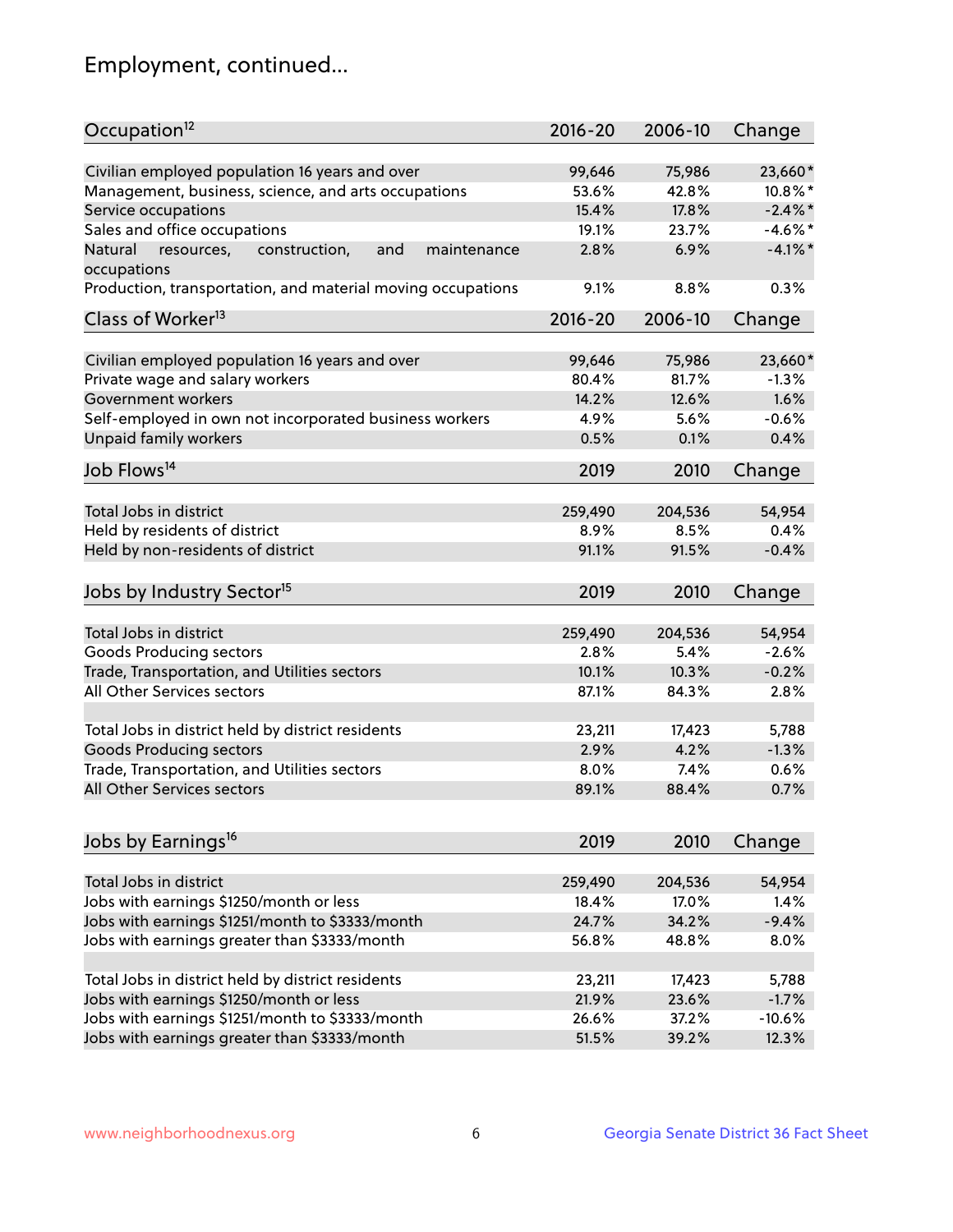## Employment, continued...

| Occupation[12] | 2016-20 | 2006-10 | Change |
|---|---|---|---|
| Civilian employed population 16 years and over | 99,646 | 75,986 | 23,660* |
| Management, business, science, and arts occupations | 53.6% | 42.8% | 10.8%* |
| Service occupations | 15.4% | 17.8% | -2.4%* |
| Sales and office occupations | 19.1% | 23.7% | -4.6%* |
| Natural resources, construction, and maintenance occupations | 2.8% | 6.9% | -4.1%* |
| Production, transportation, and material moving occupations | 9.1% | 8.8% | 0.3% |

| Class of Worker[13] | 2016-20 | 2006-10 | Change |
|---|---|---|---|
| Civilian employed population 16 years and over | 99,646 | 75,986 | 23,660* |
| Private wage and salary workers | 80.4% | 81.7% | -1.3% |
| Government workers | 14.2% | 12.6% | 1.6% |
| Self-employed in own not incorporated business workers | 4.9% | 5.6% | -0.6% |
| Unpaid family workers | 0.5% | 0.1% | 0.4% |

| Job Flows[14] | 2019 | 2010 | Change |
|---|---|---|---|
| Total Jobs in district | 259,490 | 204,536 | 54,954 |
| Held by residents of district | 8.9% | 8.5% | 0.4% |
| Held by non-residents of district | 91.1% | 91.5% | -0.4% |

| Jobs by Industry Sector[15] | 2019 | 2010 | Change |
|---|---|---|---|
| Total Jobs in district | 259,490 | 204,536 | 54,954 |
| Goods Producing sectors | 2.8% | 5.4% | -2.6% |
| Trade, Transportation, and Utilities sectors | 10.1% | 10.3% | -0.2% |
| All Other Services sectors | 87.1% | 84.3% | 2.8% |
| | | | |
| Total Jobs in district held by district residents | 23,211 | 17,423 | 5,788 |
| Goods Producing sectors | 2.9% | 4.2% | -1.3% |
| Trade, Transportation, and Utilities sectors | 8.0% | 7.4% | 0.6% |
| All Other Services sectors | 89.1% | 88.4% | 0.7% |

| Jobs by Earnings[16] | 2019 | 2010 | Change |
|---|---|---|---|
| Total Jobs in district | 259,490 | 204,536 | 54,954 |
| Jobs with earnings $1250/month or less | 18.4% | 17.0% | 1.4% |
| Jobs with earnings $1251/month to $3333/month | 24.7% | 34.2% | -9.4% |
| Jobs with earnings greater than $3333/month | 56.8% | 48.8% | 8.0% |
| | | | |
| Total Jobs in district held by district residents | 23,211 | 17,423 | 5,788 |
| Jobs with earnings $1250/month or less | 21.9% | 23.6% | -1.7% |
| Jobs with earnings $1251/month to $3333/month | 26.6% | 37.2% | -10.6% |
| Jobs with earnings greater than $3333/month | 51.5% | 39.2% | 12.3% |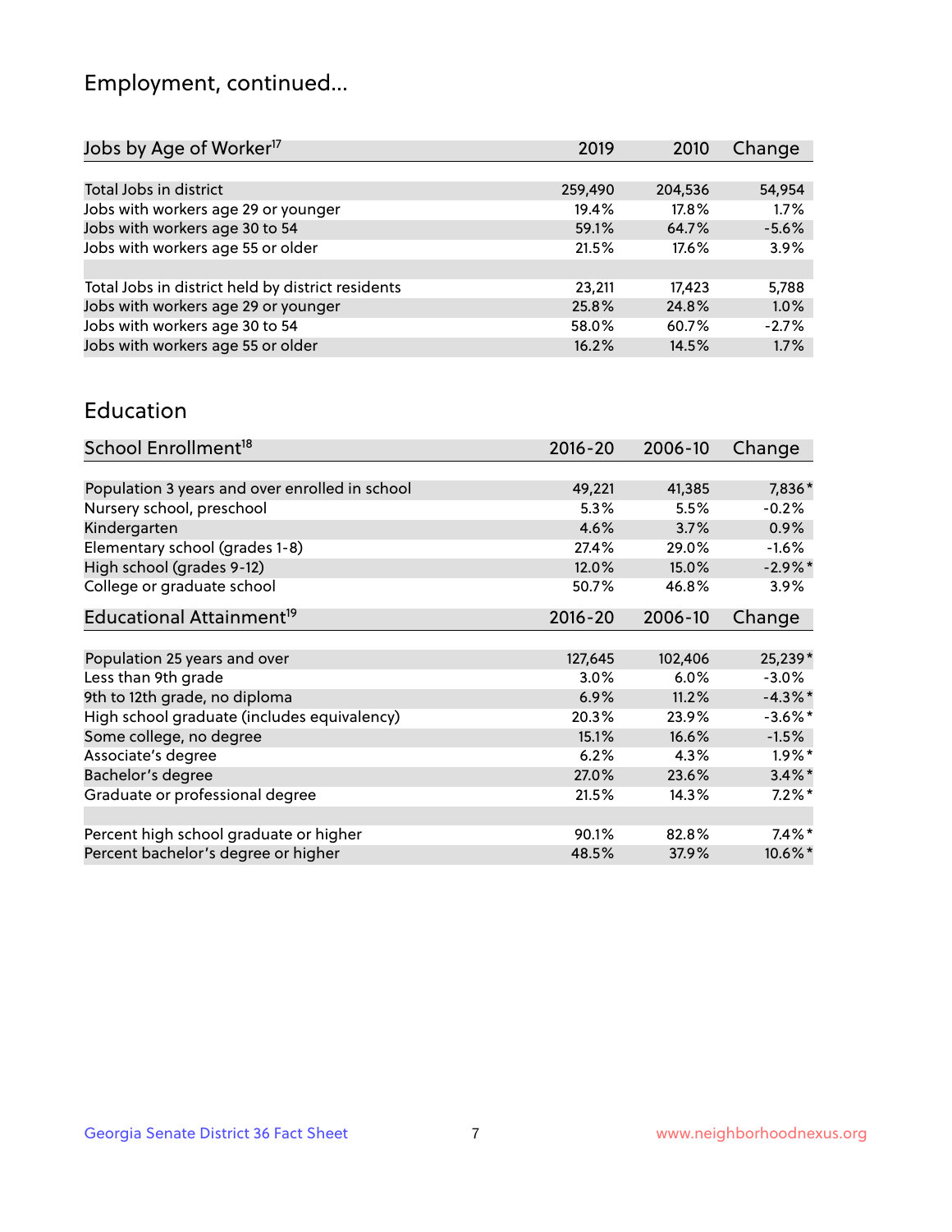## Employment, continued...

| Jobs by Age of Worker[17] | 2019 | 2010 | Change |
|---|---|---|---|
| Total Jobs in district | 259,490 | 204,536 | 54,954 |
| Jobs with workers age 29 or younger | 19.4% | 17.8% | 1.7% |
| Jobs with workers age 30 to 54 | 59.1% | 64.7% | -5.6% |
| Jobs with workers age 55 or older | 21.5% | 17.6% | 3.9% |
| | | | |
| Total Jobs in district held by district residents | 23,211 | 17,423 | 5,788 |
| Jobs with workers age 29 or younger | 25.8% | 24.8% | 1.0% |
| Jobs with workers age 30 to 54 | 58.0% | 60.7% | -2.7% |
| Jobs with workers age 55 or older | 16.2% | 14.5% | 1.7% |

## Education

| School Enrollment[18] | 2016-20 | 2006-10 | Change |
|---|---|---|---|
| Population 3 years and over enrolled in school | 49,221 | 41,385 | 7,836* |
| Nursery school, preschool | 5.3% | 5.5% | -0.2% |
| Kindergarten | 4.6% | 3.7% | 0.9% |
| Elementary school (grades 1-8) | 27.4% | 29.0% | -1.6% |
| High school (grades 9-12) | 12.0% | 15.0% | -2.9%* |
| College or graduate school | 50.7% | 46.8% | 3.9% |

| Educational Attainment[19] | 2016-20 | 2006-10 | Change |
|---|---|---|---|
| Population 25 years and over | 127,645 | 102,406 | 25,239* |
| Less than 9th grade | 3.0% | 6.0% | -3.0% |
| 9th to 12th grade, no diploma | 6.9% | 11.2% | -4.3%* |
| High school graduate (includes equivalency) | 20.3% | 23.9% | -3.6%* |
| Some college, no degree | 15.1% | 16.6% | -1.5% |
| Associate's degree | 6.2% | 4.3% | 1.9%* |
| Bachelor's degree | 27.0% | 23.6% | 3.4%* |
| Graduate or professional degree | 21.5% | 14.3% | 7.2%* |
| | | | |
| Percent high school graduate or higher | 90.1% | 82.8% | 7.4%* |
| Percent bachelor's degree or higher | 48.5% | 37.9% | 10.6%* |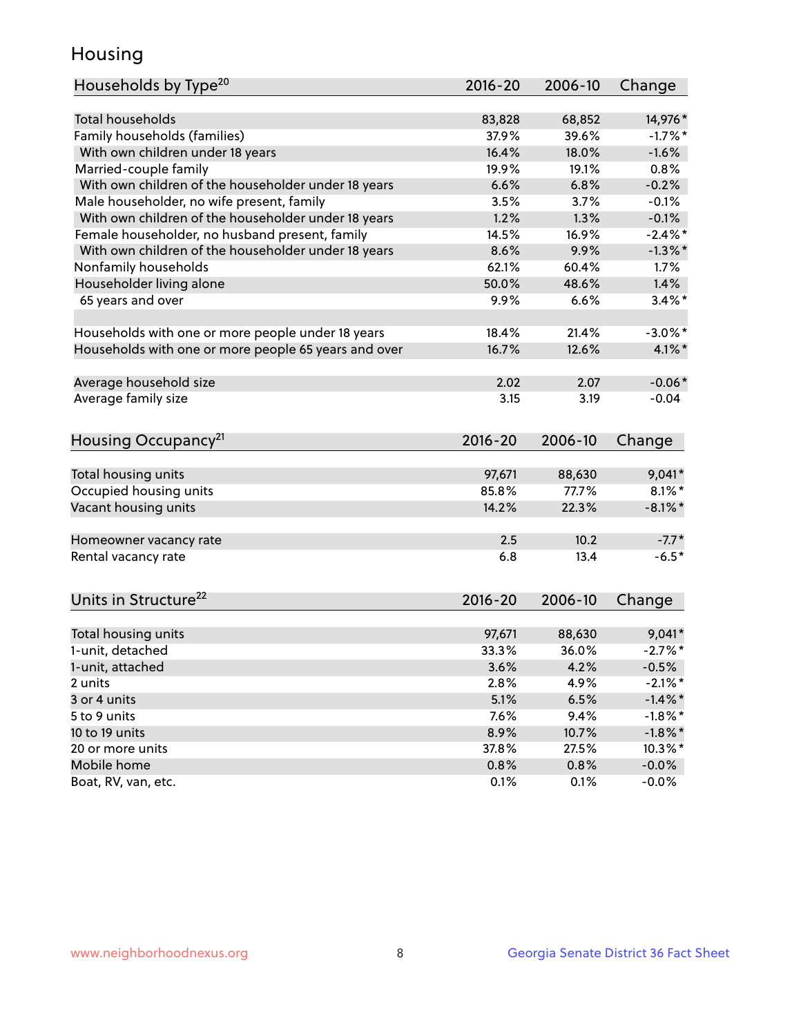## Housing

| Households by Type[20] | 2016-20 | 2006-10 | Change |
|---|---|---|---|
| Total households | 83,828 | 68,852 | 14,976* |
| Family households (families) | 37.9% | 39.6% | -1.7%* |
| With own children under 18 years | 16.4% | 18.0% | -1.6% |
| Married-couple family | 19.9% | 19.1% | 0.8% |
| With own children of the householder under 18 years | 6.6% | 6.8% | -0.2% |
| Male householder, no wife present, family | 3.5% | 3.7% | -0.1% |
| With own children of the householder under 18 years | 1.2% | 1.3% | -0.1% |
| Female householder, no husband present, family | 14.5% | 16.9% | -2.4%* |
| With own children of the householder under 18 years | 8.6% | 9.9% | -1.3%* |
| Nonfamily households | 62.1% | 60.4% | 1.7% |
| Householder living alone | 50.0% | 48.6% | 1.4% |
| 65 years and over | 9.9% | 6.6% | 3.4%* |
| | | | |
| Households with one or more people under 18 years | 18.4% | 21.4% | -3.0%* |
| Households with one or more people 65 years and over | 16.7% | 12.6% | 4.1%* |
| | | | |
| Average household size | 2.02 | 2.07 | -0.06* |
| Average family size | 3.15 | 3.19 | -0.04 |

| Housing Occupancy[21] | 2016-20 | 2006-10 | Change |
|---|---|---|---|
| Total housing units | 97,671 | 88,630 | 9,041* |
| Occupied housing units | 85.8% | 77.7% | 8.1%* |
| Vacant housing units | 14.2% | 22.3% | -8.1%* |
| | | | |
| Homeowner vacancy rate | 2.5 | 10.2 | -7.7* |
| Rental vacancy rate | 6.8 | 13.4 | -6.5* |

| Units in Structure[22] | 2016-20 | 2006-10 | Change |
|---|---|---|---|
| Total housing units | 97,671 | 88,630 | 9,041* |
| 1-unit, detached | 33.3% | 36.0% | -2.7%* |
| 1-unit, attached | 3.6% | 4.2% | -0.5% |
| 2 units | 2.8% | 4.9% | -2.1%* |
| 3 or 4 units | 5.1% | 6.5% | -1.4%* |
| 5 to 9 units | 7.6% | 9.4% | -1.8%* |
| 10 to 19 units | 8.9% | 10.7% | -1.8%* |
| 20 or more units | 37.8% | 27.5% | 10.3%* |
| Mobile home | 0.8% | 0.8% | -0.0% |
| Boat, RV, van, etc. | 0.1% | 0.1% | -0.0% |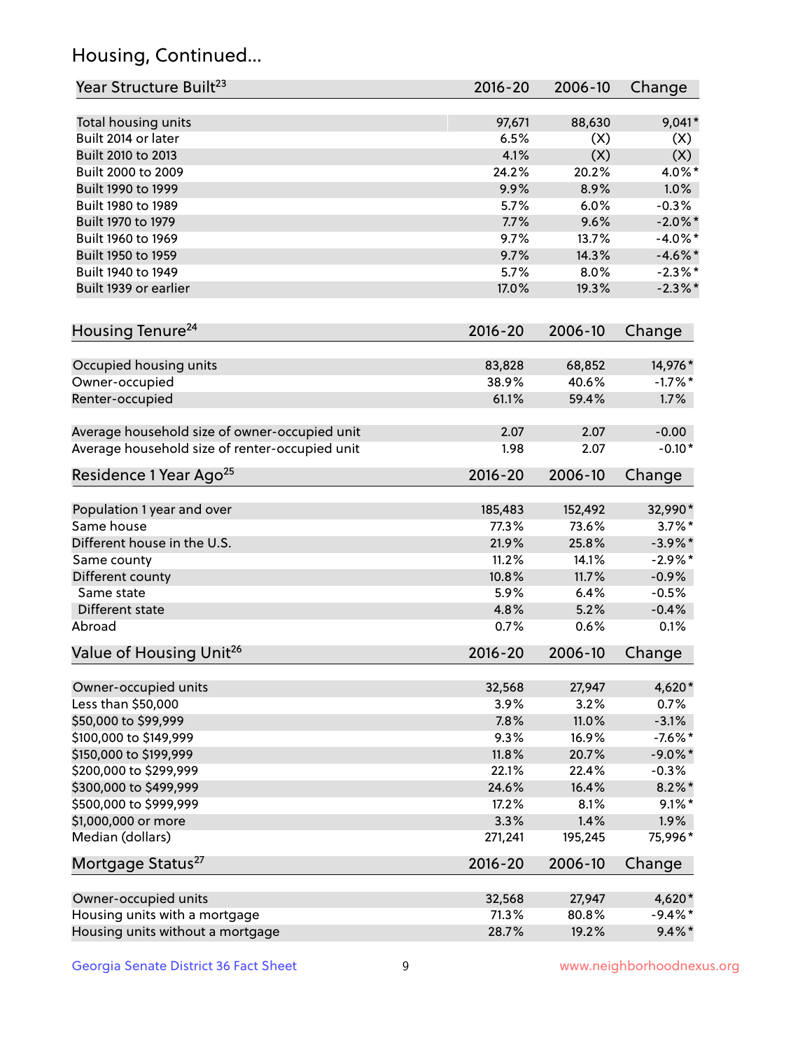## Housing, Continued...

| Year Structure Built[23] | 2016-20 | 2006-10 | Change |
|---|---|---|---|
| Total housing units | 97,671 | 88,630 | 9,041* |
| Built 2014 or later | 6.5% | (X) | (X) |
| Built 2010 to 2013 | 4.1% | (X) | (X) |
| Built 2000 to 2009 | 24.2% | 20.2% | 4.0%* |
| Built 1990 to 1999 | 9.9% | 8.9% | 1.0% |
| Built 1980 to 1989 | 5.7% | 6.0% | -0.3% |
| Built 1970 to 1979 | 7.7% | 9.6% | -2.0%* |
| Built 1960 to 1969 | 9.7% | 13.7% | -4.0%* |
| Built 1950 to 1959 | 9.7% | 14.3% | -4.6%* |
| Built 1940 to 1949 | 5.7% | 8.0% | -2.3%* |
| Built 1939 or earlier | 17.0% | 19.3% | -2.3%* |

| Housing Tenure[24] | 2016-20 | 2006-10 | Change |
|---|---|---|---|
| Occupied housing units | 83,828 | 68,852 | 14,976* |
| Owner-occupied | 38.9% | 40.6% | -1.7%* |
| Renter-occupied | 61.1% | 59.4% | 1.7% |
| Average household size of owner-occupied unit | 2.07 | 2.07 | -0.00 |
| Average household size of renter-occupied unit | 1.98 | 2.07 | -0.10* |

| Residence 1 Year Ago[25] | 2016-20 | 2006-10 | Change |
|---|---|---|---|
| Population 1 year and over | 185,483 | 152,492 | 32,990* |
| Same house | 77.3% | 73.6% | 3.7%* |
| Different house in the U.S. | 21.9% | 25.8% | -3.9%* |
| Same county | 11.2% | 14.1% | -2.9%* |
| Different county | 10.8% | 11.7% | -0.9% |
| Same state | 5.9% | 6.4% | -0.5% |
| Different state | 4.8% | 5.2% | -0.4% |
| Abroad | 0.7% | 0.6% | 0.1% |

| Value of Housing Unit[26] | 2016-20 | 2006-10 | Change |
|---|---|---|---|
| Owner-occupied units | 32,568 | 27,947 | 4,620* |
| Less than $50,000 | 3.9% | 3.2% | 0.7% |
| $50,000 to $99,999 | 7.8% | 11.0% | -3.1% |
| $100,000 to $149,999 | 9.3% | 16.9% | -7.6%* |
| $150,000 to $199,999 | 11.8% | 20.7% | -9.0%* |
| $200,000 to $299,999 | 22.1% | 22.4% | -0.3% |
| $300,000 to $499,999 | 24.6% | 16.4% | 8.2%* |
| $500,000 to $999,999 | 17.2% | 8.1% | 9.1%* |
| $1,000,000 or more | 3.3% | 1.4% | 1.9% |
| Median (dollars) | 271,241 | 195,245 | 75,996* |

| Mortgage Status[27] | 2016-20 | 2006-10 | Change |
|---|---|---|---|
| Owner-occupied units | 32,568 | 27,947 | 4,620* |
| Housing units with a mortgage | 71.3% | 80.8% | -9.4%* |
| Housing units without a mortgage | 28.7% | 19.2% | 9.4%* |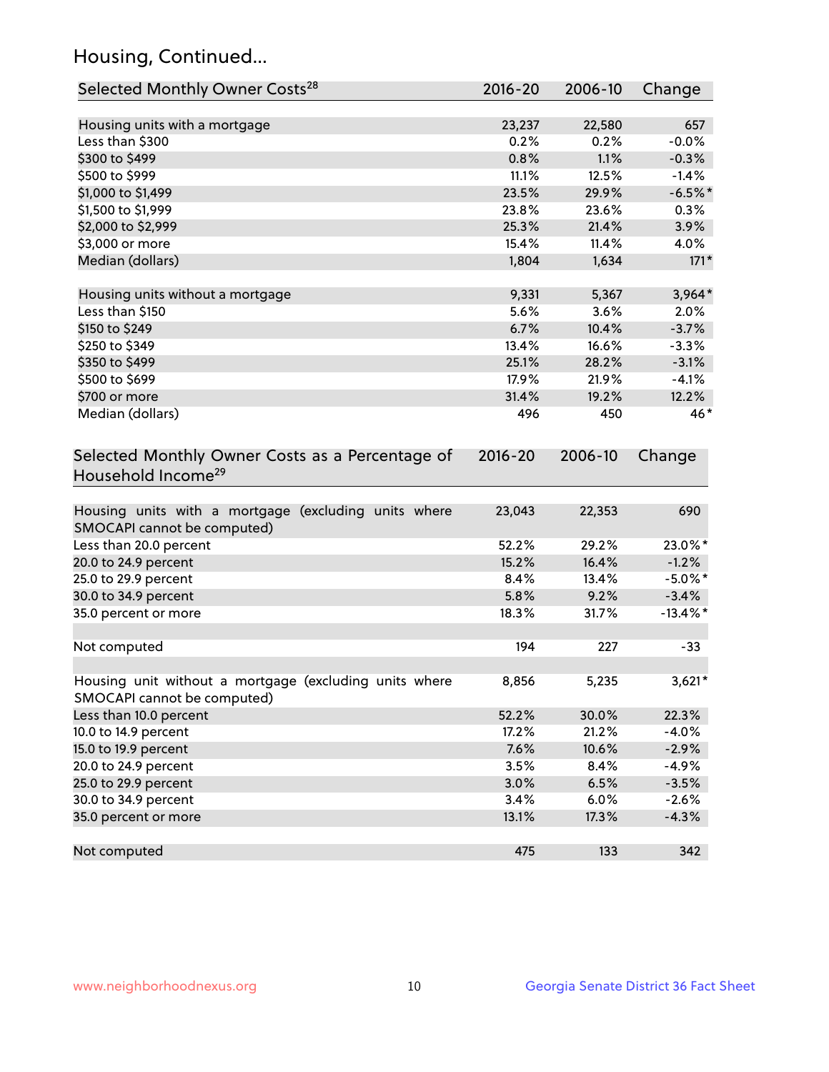## Housing, Continued...

| Selected Monthly Owner Costs[28] | 2016-20 | 2006-10 | Change |
|---|---|---|---|
| Housing units with a mortgage | 23,237 | 22,580 | 657 |
| Less than $300 | 0.2% | 0.2% | -0.0% |
| $300 to $499 | 0.8% | 1.1% | -0.3% |
| $500 to $999 | 11.1% | 12.5% | -1.4% |
| $1,000 to $1,499 | 23.5% | 29.9% | -6.5%* |
| $1,500 to $1,999 | 23.8% | 23.6% | 0.3% |
| $2,000 to $2,999 | 25.3% | 21.4% | 3.9% |
| $3,000 or more | 15.4% | 11.4% | 4.0% |
| Median (dollars) | 1,804 | 1,634 | 171* |
| | | | |
| Housing units without a mortgage | 9,331 | 5,367 | 3,964* |
| Less than $150 | 5.6% | 3.6% | 2.0% |
| $150 to $249 | 6.7% | 10.4% | -3.7% |
| $250 to $349 | 13.4% | 16.6% | -3.3% |
| $350 to $499 | 25.1% | 28.2% | -3.1% |
| $500 to $699 | 17.9% | 21.9% | -4.1% |
| $700 or more | 31.4% | 19.2% | 12.2% |
| Median (dollars) | 496 | 450 | 46* |

| Selected Monthly Owner Costs as a Percentage of Household Income[29] | 2016-20 | 2006-10 | Change |
|---|---|---|---|
| Housing units with a mortgage (excluding units where SMOCAPI cannot be computed) | 23,043 | 22,353 | 690 |
| Less than 20.0 percent | 52.2% | 29.2% | 23.0%* |
| 20.0 to 24.9 percent | 15.2% | 16.4% | -1.2% |
| 25.0 to 29.9 percent | 8.4% | 13.4% | -5.0%* |
| 30.0 to 34.9 percent | 5.8% | 9.2% | -3.4% |
| 35.0 percent or more | 18.3% | 31.7% | -13.4%* |
| | | | |
| Not computed | 194 | 227 | -33 |
| | | | |
| Housing unit without a mortgage (excluding units where SMOCAPI cannot be computed) | 8,856 | 5,235 | 3,621* |
| Less than 10.0 percent | 52.2% | 30.0% | 22.3% |
| 10.0 to 14.9 percent | 17.2% | 21.2% | -4.0% |
| 15.0 to 19.9 percent | 7.6% | 10.6% | -2.9% |
| 20.0 to 24.9 percent | 3.5% | 8.4% | -4.9% |
| 25.0 to 29.9 percent | 3.0% | 6.5% | -3.5% |
| 30.0 to 34.9 percent | 3.4% | 6.0% | -2.6% |
| 35.0 percent or more | 13.1% | 17.3% | -4.3% |
| | | | |
| Not computed | 475 | 133 | 342 |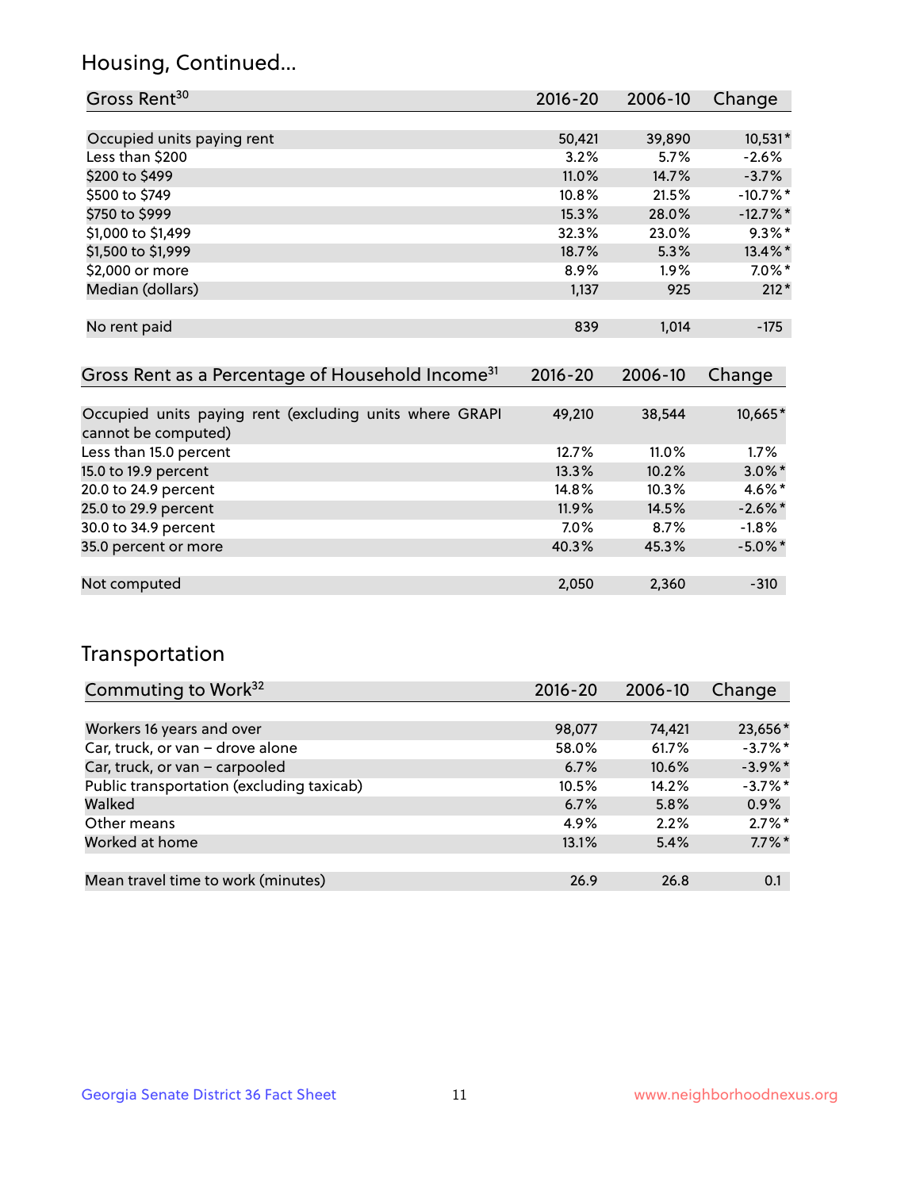## Housing, Continued...

| Gross Rent[30] | 2016-20 | 2006-10 | Change |
|---|---|---|---|
| Occupied units paying rent | 50,421 | 39,890 | 10,531* |
| Less than $200 | 3.2% | 5.7% | -2.6% |
| $200 to $499 | 11.0% | 14.7% | -3.7% |
| $500 to $749 | 10.8% | 21.5% | -10.7%* |
| $750 to $999 | 15.3% | 28.0% | -12.7%* |
| $1,000 to $1,499 | 32.3% | 23.0% | 9.3%* |
| $1,500 to $1,999 | 18.7% | 5.3% | 13.4%* |
| $2,000 or more | 8.9% | 1.9% | 7.0%* |
| Median (dollars) | 1,137 | 925 | 212* |
| No rent paid | 839 | 1,014 | -175 |

| Gross Rent as a Percentage of Household Income[31] | 2016-20 | 2006-10 | Change |
|---|---|---|---|
| Occupied units paying rent (excluding units where GRAPI cannot be computed) | 49,210 | 38,544 | 10,665* |
| Less than 15.0 percent | 12.7% | 11.0% | 1.7% |
| 15.0 to 19.9 percent | 13.3% | 10.2% | 3.0%* |
| 20.0 to 24.9 percent | 14.8% | 10.3% | 4.6%* |
| 25.0 to 29.9 percent | 11.9% | 14.5% | -2.6%* |
| 30.0 to 34.9 percent | 7.0% | 8.7% | -1.8% |
| 35.0 percent or more | 40.3% | 45.3% | -5.0%* |
| Not computed | 2,050 | 2,360 | -310 |

## Transportation

| Commuting to Work[32] | 2016-20 | 2006-10 | Change |
|---|---|---|---|
| Workers 16 years and over | 98,077 | 74,421 | 23,656* |
| Car, truck, or van – drove alone | 58.0% | 61.7% | -3.7%* |
| Car, truck, or van – carpooled | 6.7% | 10.6% | -3.9%* |
| Public transportation (excluding taxicab) | 10.5% | 14.2% | -3.7%* |
| Walked | 6.7% | 5.8% | 0.9% |
| Other means | 4.9% | 2.2% | 2.7%* |
| Worked at home | 13.1% | 5.4% | 7.7%* |
| Mean travel time to work (minutes) | 26.9 | 26.8 | 0.1 |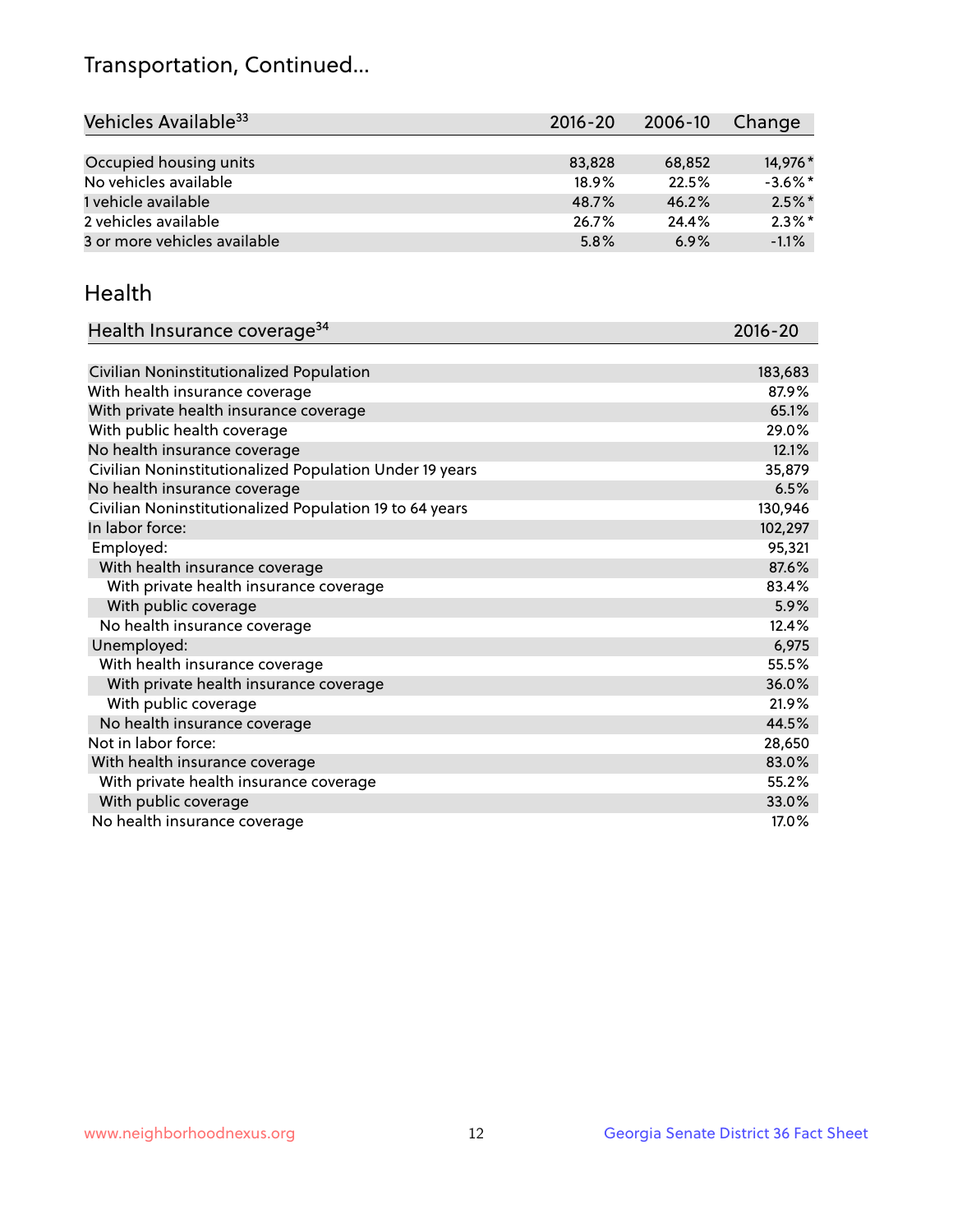# Transportation, Continued...

| Vehicles Available[33] | 2016-20 | 2006-10 | Change |
|---|---|---|---|
| Occupied housing units | 83,828 | 68,852 | 14,976* |
| No vehicles available | 18.9% | 22.5% | -3.6%* |
| 1 vehicle available | 48.7% | 46.2% | 2.5%* |
| 2 vehicles available | 26.7% | 24.4% | 2.3%* |
| 3 or more vehicles available | 5.8% | 6.9% | -1.1% |

## Health

| Health Insurance coverage[34] | 2016-20 |
|---|---|
| Civilian Noninstitutionalized Population | 183,683 |
| With health insurance coverage | 87.9% |
| With private health insurance coverage | 65.1% |
| With public health coverage | 29.0% |
| No health insurance coverage | 12.1% |
| Civilian Noninstitutionalized Population Under 19 years | 35,879 |
| No health insurance coverage | 6.5% |
| Civilian Noninstitutionalized Population 19 to 64 years | 130,946 |
| In labor force: | 102,297 |
| Employed: | 95,321 |
| With health insurance coverage | 87.6% |
| With private health insurance coverage | 83.4% |
| With public coverage | 5.9% |
| No health insurance coverage | 12.4% |
| Unemployed: | 6,975 |
| With health insurance coverage | 55.5% |
| With private health insurance coverage | 36.0% |
| With public coverage | 21.9% |
| No health insurance coverage | 44.5% |
| Not in labor force: | 28,650 |
| With health insurance coverage | 83.0% |
| With private health insurance coverage | 55.2% |
| With public coverage | 33.0% |
| No health insurance coverage | 17.0% |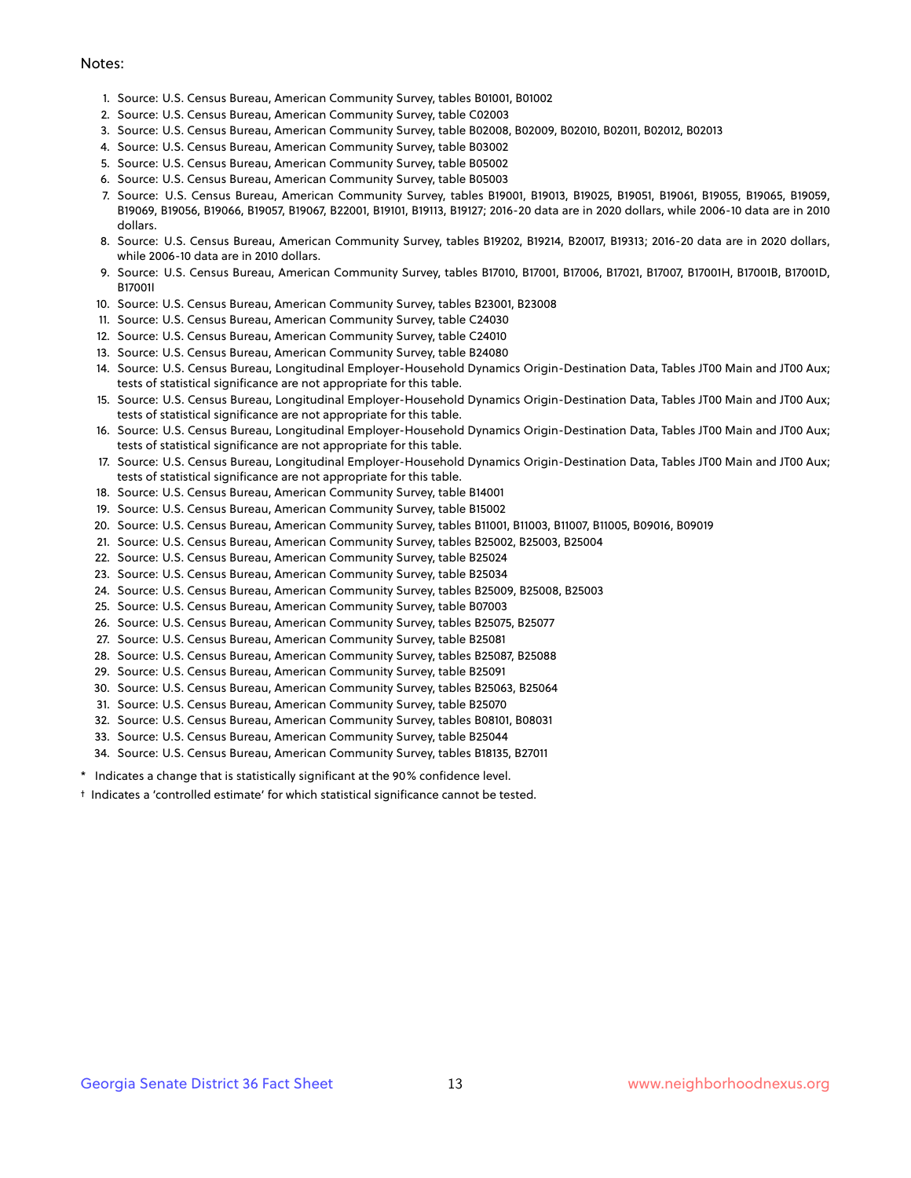Notes:

1. Source: U.S. Census Bureau, American Community Survey, tables B01001, B01002
2. Source: U.S. Census Bureau, American Community Survey, table C02003
3. Source: U.S. Census Bureau, American Community Survey, table B02008, B02009, B02010, B02011, B02012, B02013
4. Source: U.S. Census Bureau, American Community Survey, table B03002
5. Source: U.S. Census Bureau, American Community Survey, table B05002
6. Source: U.S. Census Bureau, American Community Survey, table B05003
7. Source: U.S. Census Bureau, American Community Survey, tables B19001, B19013, B19025, B19051, B19061, B19055, B19065, B19059, B19069, B19056, B19066, B19057, B19067, B22001, B19101, B19113, B19127; 2016-20 data are in 2020 dollars, while 2006-10 data are in 2010 dollars.
8. Source: U.S. Census Bureau, American Community Survey, tables B19202, B19214, B20017, B19313; 2016-20 data are in 2020 dollars, while 2006-10 data are in 2010 dollars.
9. Source: U.S. Census Bureau, American Community Survey, tables B17010, B17001, B17006, B17021, B17007, B17001H, B17001B, B17001D, B17001I
10. Source: U.S. Census Bureau, American Community Survey, tables B23001, B23008
11. Source: U.S. Census Bureau, American Community Survey, table C24030
12. Source: U.S. Census Bureau, American Community Survey, table C24010
13. Source: U.S. Census Bureau, American Community Survey, table B24080
14. Source: U.S. Census Bureau, Longitudinal Employer-Household Dynamics Origin-Destination Data, Tables JT00 Main and JT00 Aux; tests of statistical significance are not appropriate for this table.
15. Source: U.S. Census Bureau, Longitudinal Employer-Household Dynamics Origin-Destination Data, Tables JT00 Main and JT00 Aux; tests of statistical significance are not appropriate for this table.
16. Source: U.S. Census Bureau, Longitudinal Employer-Household Dynamics Origin-Destination Data, Tables JT00 Main and JT00 Aux; tests of statistical significance are not appropriate for this table.
17. Source: U.S. Census Bureau, Longitudinal Employer-Household Dynamics Origin-Destination Data, Tables JT00 Main and JT00 Aux; tests of statistical significance are not appropriate for this table.
18. Source: U.S. Census Bureau, American Community Survey, table B14001
19. Source: U.S. Census Bureau, American Community Survey, table B15002
20. Source: U.S. Census Bureau, American Community Survey, tables B11001, B11003, B11007, B11005, B09016, B09019
21. Source: U.S. Census Bureau, American Community Survey, tables B25002, B25003, B25004
22. Source: U.S. Census Bureau, American Community Survey, table B25024
23. Source: U.S. Census Bureau, American Community Survey, table B25034
24. Source: U.S. Census Bureau, American Community Survey, tables B25009, B25008, B25003
25. Source: U.S. Census Bureau, American Community Survey, table B07003
26. Source: U.S. Census Bureau, American Community Survey, tables B25075, B25077
27. Source: U.S. Census Bureau, American Community Survey, table B25081
28. Source: U.S. Census Bureau, American Community Survey, tables B25087, B25088
29. Source: U.S. Census Bureau, American Community Survey, table B25091
30. Source: U.S. Census Bureau, American Community Survey, tables B25063, B25064
31. Source: U.S. Census Bureau, American Community Survey, table B25070
32. Source: U.S. Census Bureau, American Community Survey, tables B08101, B08031
33. Source: U.S. Census Bureau, American Community Survey, table B25044
34. Source: U.S. Census Bureau, American Community Survey, tables B18135, B27011

\* Indicates a change that is statistically significant at the 90% confidence level.

† Indicates a 'controlled estimate' for which statistical significance cannot be tested.